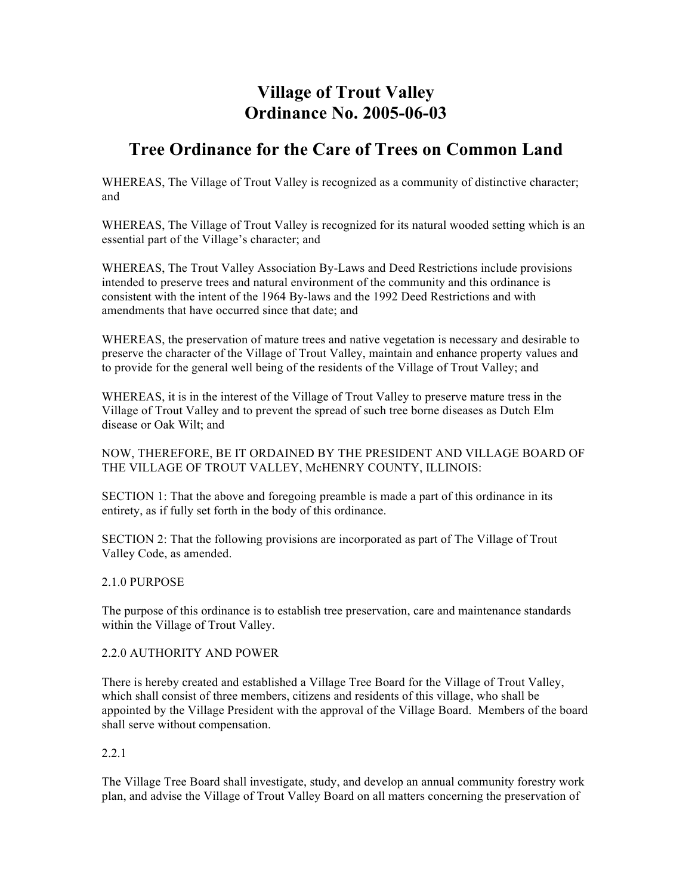# Village of Trout Valley
# Ordinance No. 2005-06-03

## Tree Ordinance for the Care of Trees on Common Land

WHEREAS, The Village of Trout Valley is recognized as a community of distinctive character; and

WHEREAS, The Village of Trout Valley is recognized for its natural wooded setting which is an essential part of the Village's character; and

WHEREAS, The Trout Valley Association By-Laws and Deed Restrictions include provisions intended to preserve trees and natural environment of the community and this ordinance is consistent with the intent of the 1964 By-laws and the 1992 Deed Restrictions and with amendments that have occurred since that date; and

WHEREAS, the preservation of mature trees and native vegetation is necessary and desirable to preserve the character of the Village of Trout Valley, maintain and enhance property values and to provide for the general well being of the residents of the Village of Trout Valley; and

WHEREAS, it is in the interest of the Village of Trout Valley to preserve mature tress in the Village of Trout Valley and to prevent the spread of such tree borne diseases as Dutch Elm disease or Oak Wilt; and

NOW, THEREFORE, BE IT ORDAINED BY THE PRESIDENT AND VILLAGE BOARD OF THE VILLAGE OF TROUT VALLEY, McHENRY COUNTY, ILLINOIS:

SECTION 1: That the above and foregoing preamble is made a part of this ordinance in its entirety, as if fully set forth in the body of this ordinance.

SECTION 2: That the following provisions are incorporated as part of The Village of Trout Valley Code, as amended.

2.1.0 PURPOSE

The purpose of this ordinance is to establish tree preservation, care and maintenance standards within the Village of Trout Valley.

2.2.0 AUTHORITY AND POWER

There is hereby created and established a Village Tree Board for the Village of Trout Valley, which shall consist of three members, citizens and residents of this village, who shall be appointed by the Village President with the approval of the Village Board. Members of the board shall serve without compensation.

2.2.1

The Village Tree Board shall investigate, study, and develop an annual community forestry work plan, and advise the Village of Trout Valley Board on all matters concerning the preservation of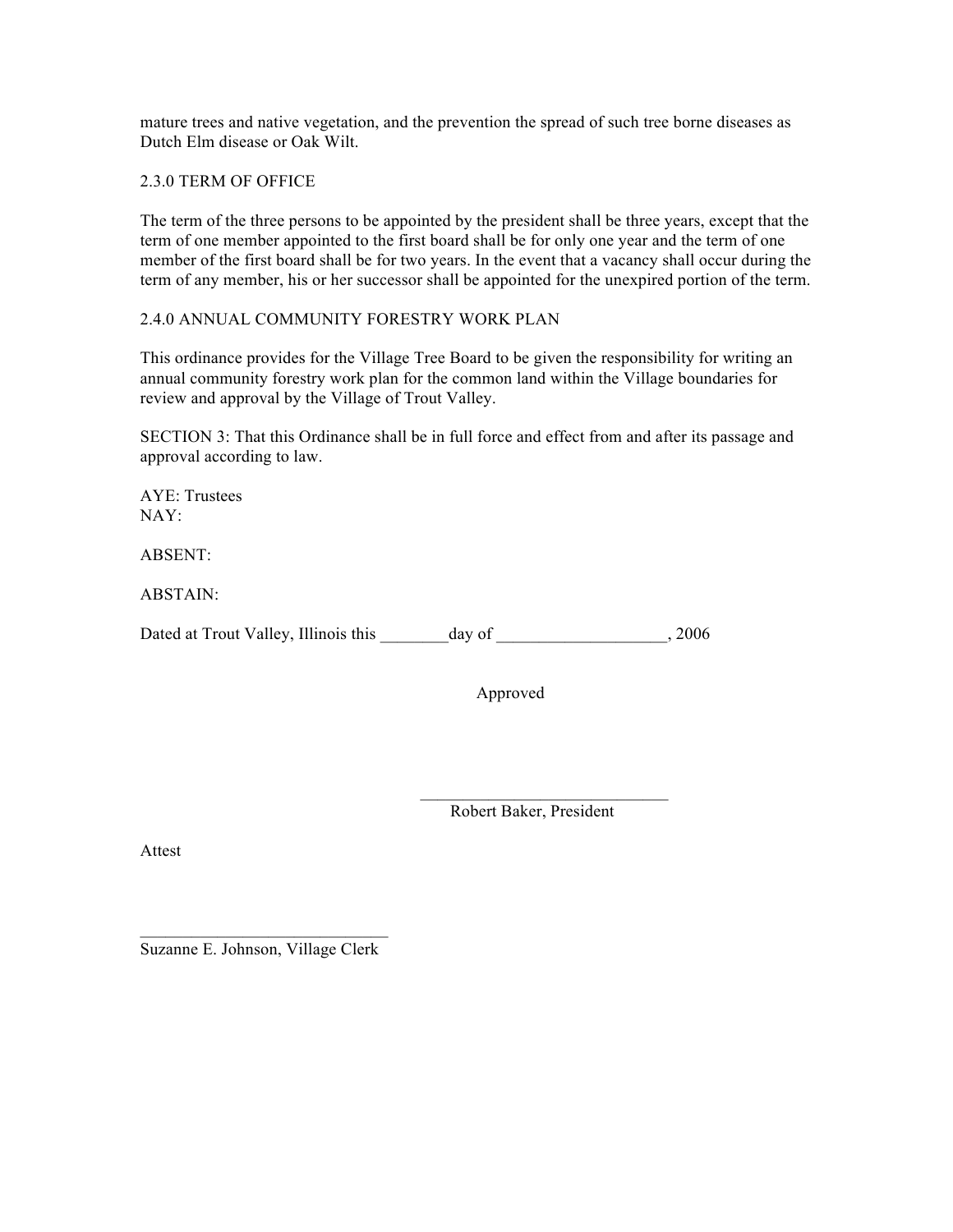mature trees and native vegetation, and the prevention the spread of such tree borne diseases as Dutch Elm disease or Oak Wilt.

2.3.0 TERM OF OFFICE

The term of the three persons to be appointed by the president shall be three years, except that the term of one member appointed to the first board shall be for only one year and the term of one member of the first board shall be for two years. In the event that a vacancy shall occur during the term of any member, his or her successor shall be appointed for the unexpired portion of the term.

2.4.0 ANNUAL COMMUNITY FORESTRY WORK PLAN

This ordinance provides for the Village Tree Board to be given the responsibility for writing an annual community forestry work plan for the common land within the Village boundaries for review and approval by the Village of Trout Valley.

SECTION 3: That this Ordinance shall be in full force and effect from and after its passage and approval according to law.

AYE: Trustees  
NAY:

ABSENT:

ABSTAIN:

Dated at Trout Valley, Illinois this ________day of ___________________, 2006

Approved

______________________________  
Robert Baker, President

Attest

______________________________  
Suzanne E. Johnson, Village Clerk